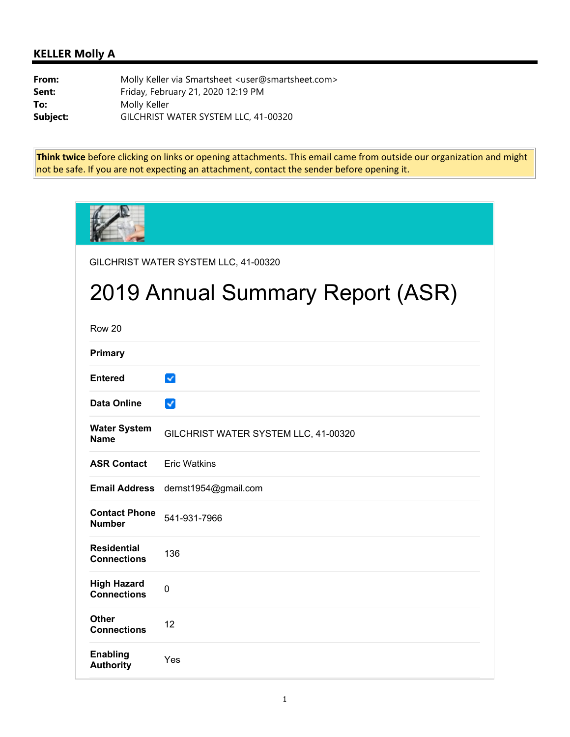## KELLER Molly A

| | |
|---|---|
| **From:** | Molly Keller via Smartsheet <user@smartsheet.com> |
| **Sent:** | Friday, February 21, 2020 12:19 PM |
| **To:** | Molly Keller |
| **Subject:** | GILCHRIST WATER SYSTEM LLC, 41-00320 |

**Think twice** before clicking on links or opening attachments. This email came from outside our organization and might not be safe. If you are not expecting an attachment, contact the sender before opening it.

GILCHRIST WATER SYSTEM LLC, 41-00320

# 2019 Annual Summary Report (ASR)

Row 20

**Primary**

| | |
|---|---|
| **Entered** | ☑ |
| **Data Online** | ☑ |
| **Water System Name** | GILCHRIST WATER SYSTEM LLC, 41-00320 |
| **ASR Contact** | Eric Watkins |
| **Email Address** | dernst1954@gmail.com |
| **Contact Phone Number** | 541-931-7966 |
| **Residential Connections** | 136 |
| **High Hazard Connections** | 0 |
| **Other Connections** | 12 |
| **Enabling Authority** | Yes |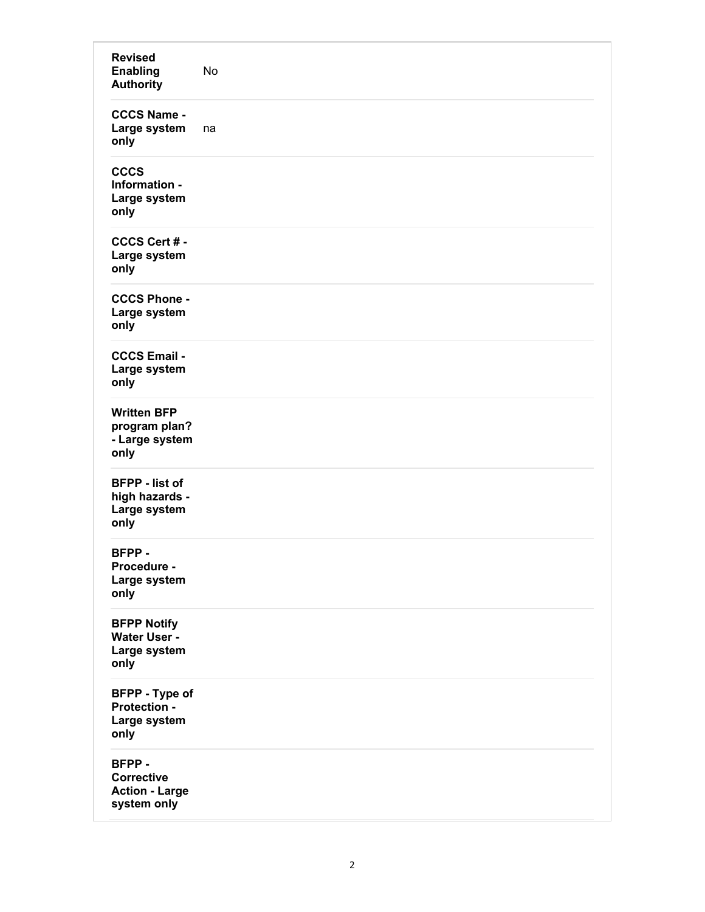| | |
|---|---|
| **Revised Enabling Authority** | No |
| **CCCS Name - Large system only** | na |
| **CCCS Information - Large system only** | |
| **CCCS Cert # - Large system only** | |
| **CCCS Phone - Large system only** | |
| **CCCS Email - Large system only** | |
| **Written BFP program plan? - Large system only** | |
| **BFPP - list of high hazards - Large system only** | |
| **BFPP - Procedure - Large system only** | |
| **BFPP Notify Water User - Large system only** | |
| **BFPP - Type of Protection - Large system only** | |
| **BFPP - Corrective Action - Large system only** | |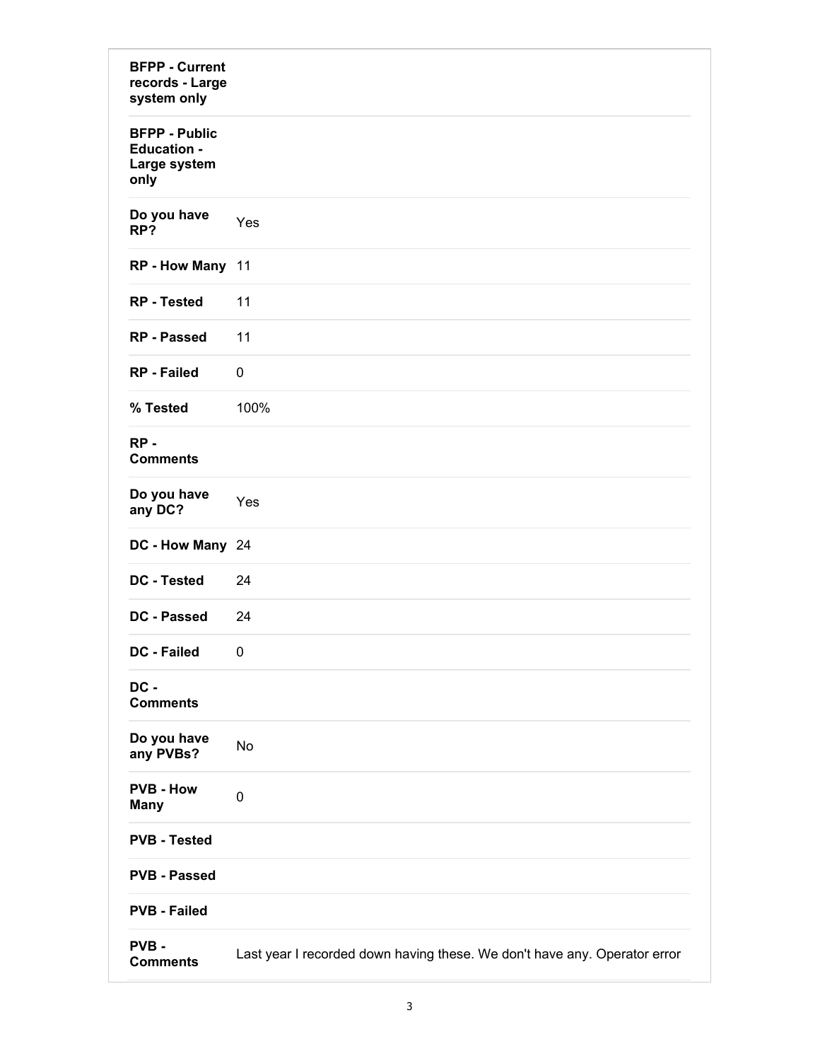| | |
|---|---|
| **BFPP - Current records - Large system only** | |
| **BFPP - Public Education - Large system only** | |
| **Do you have RP?** | Yes |
| **RP - How Many** | 11 |
| **RP - Tested** | 11 |
| **RP - Passed** | 11 |
| **RP - Failed** | 0 |
| **% Tested** | 100% |
| **RP - Comments** | |
| **Do you have any DC?** | Yes |
| **DC - How Many** | 24 |
| **DC - Tested** | 24 |
| **DC - Passed** | 24 |
| **DC - Failed** | 0 |
| **DC - Comments** | |
| **Do you have any PVBs?** | No |
| **PVB - How Many** | 0 |
| **PVB - Tested** | |
| **PVB - Passed** | |
| **PVB - Failed** | |
| **PVB - Comments** | Last year I recorded down having these. We don't have any. Operator error |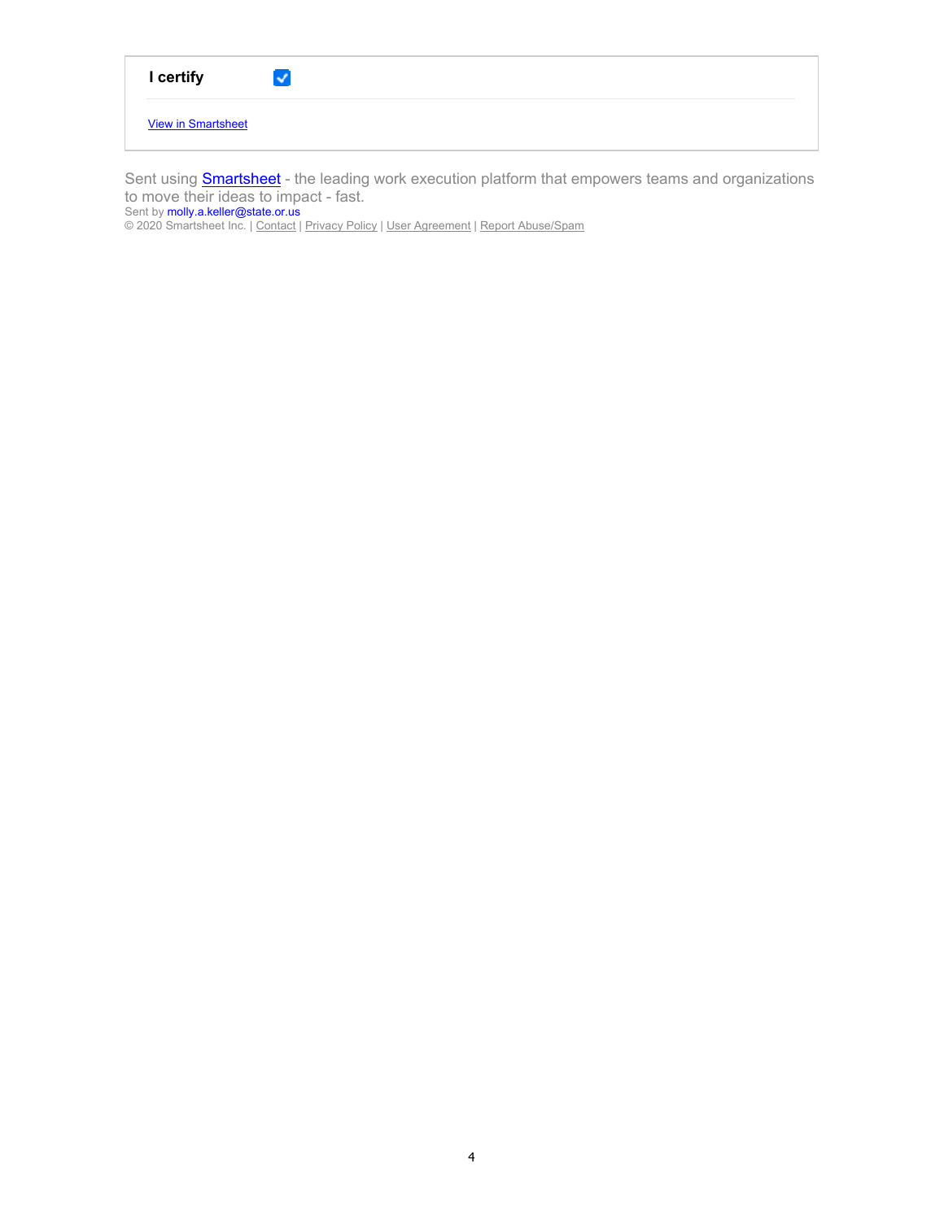| | |
|---|---|
| **I certify** | ☑ |

View in Smartsheet

Sent using Smartsheet - the leading work execution platform that empowers teams and organizations to move their ideas to impact - fast.
Sent by molly.a.keller@state.or.us
© 2020 Smartsheet Inc. | Contact | Privacy Policy | User Agreement | Report Abuse/Spam